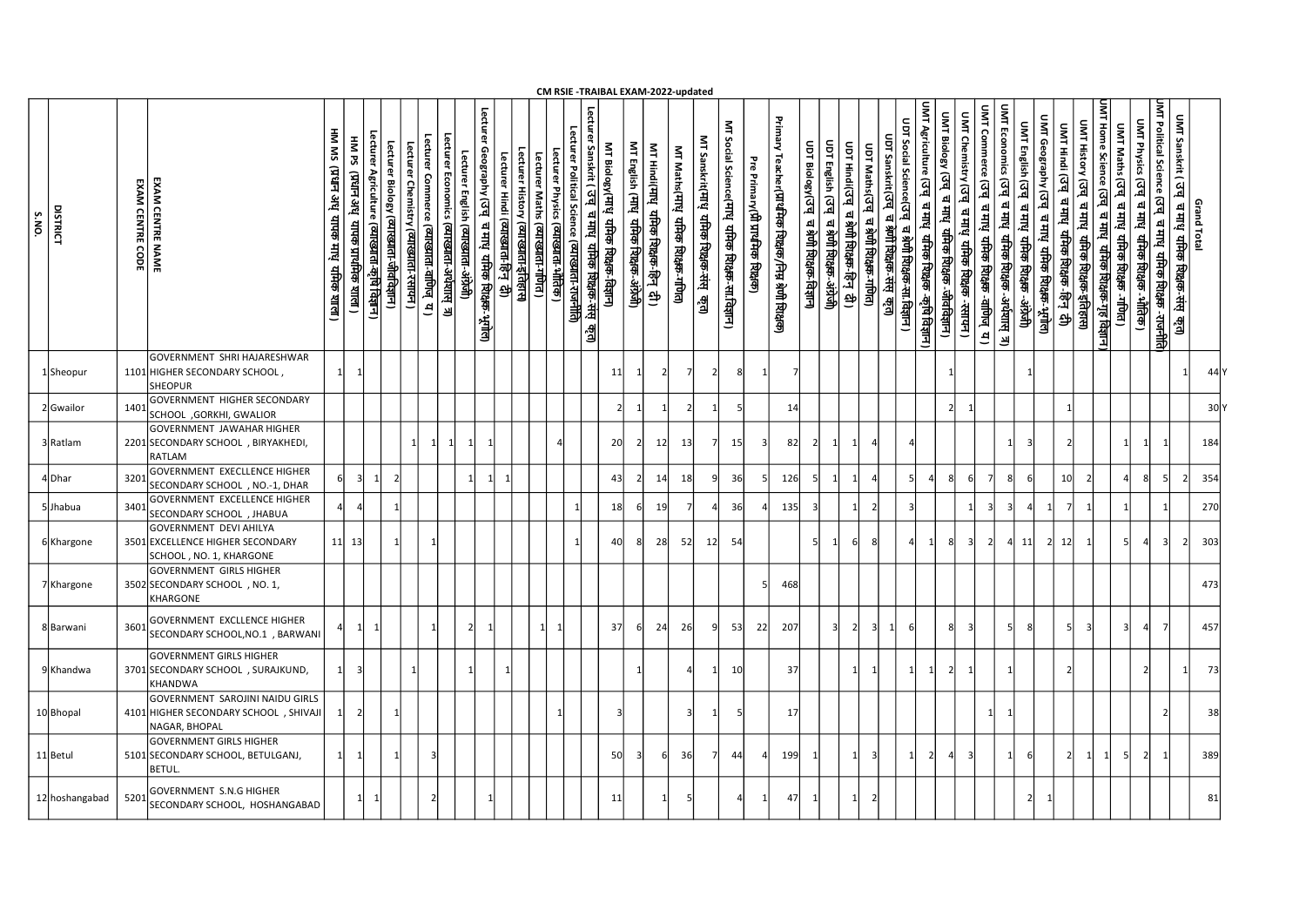**CM RSIE -TRAIBAL EXAM-2022-updated**

| S.NO. | DISTRICT | EXAM CENTRE CODE | EXAM CENTRE NAME | HM MS (प्रधान अध्यापक माध्यमिक शाला) | HM PS (प्रधान अध्यापक प्राथमिक शाला) | Lecturer Agriculture (व्याख्याता-कृषि विज्ञान) | Lecturer Biology (व्याख्याता-जीवविज्ञान) | Lecturer Chemistry (व्याख्याता-रसायन) | Lecturer Commerce (व्याख्याता-वाणिज्य) | Lecturer Economics (व्याख्याता-अर्थशास्त्र) | Lecturer English (व्याख्याता-अंग्रेजी) | Lecturer Geography (उच्च माध्यमिक शिक्षक-भूगोल) | Lecturer Hindi (व्याख्याता-हिन्दी) | Lecturer History (व्याख्याता-इतिहास) | Lecturer Maths (व्याख्याता-गणित) | Lecturer Physics (व्याख्याता-भौतिक) | Lecturer Political Science (व्याख्याता-राजनीति) | Lecturer Sanskrit (उच्च माध्यमिक शिक्षक-संस्कृत) | MT Biology(माध्यमिक शिक्षक-विज्ञान) | MT English (माध्यमिक शिक्षक-अंग्रेजी) | MT Hindi(माध्यमिक शिक्षक-हिन्दी) | MT Maths(माध्यमिक शिक्षक-गणित) | MT Sanskrit(माध्यमिक शिक्षक-संस्कृत) | MT Social Science(माध्यमिक शिक्षक-सा.विज्ञान) | Pre Primary(प्री प्राथमिक शिक्षक) | Primary Teacher(प्राथमिक शिक्षक/मिश्र श्रेणी शिक्षक) | UDT Biology(उच्च श्रेणी शिक्षक-विज्ञान) | UDT English (उच्च श्रेणी शिक्षक-अंग्रेजी) | UDT Hindi(उच्च श्रेणी शिक्षक-हिन्दी) | UDT Maths(उच्च श्रेणी शिक्षक-गणित) | UDT Sanskrit(उच्च श्रेणी शिक्षक-संस्कृत) | UDT Social Science(उच्च श्रेणी शिक्षक-सा.विज्ञान) | UMT Agriculture (उच्च माध्यमिक शिक्षक-कृषि विज्ञान) | UMT Biology (उच्च माध्यमिक शिक्षक-जीवविज्ञान) | UMT Chemistry (उच्च माध्यमिक शिक्षक-रसायन) | UMT Commerce (उच्च माध्यमिक शिक्षक-वाणिज्य) | UMT Economics (उच्च माध्यमिक शिक्षक-अर्थशास्त्र) | UMT English (उच्च माध्यमिक शिक्षक-अंग्रेजी) | UMT Geography (उच्च माध्यमिक शिक्षक-भूगोल) | UMT Hindi (उच्च माध्यमिक शिक्षक-हिन्दी) | UMT History (उच्च माध्यमिक शिक्षक-इतिहास) | UMT Home Science (उच्च माध्यमिक शिक्षक-गृह विज्ञान) | UMT Maths (उच्च माध्यमिक शिक्षक-गणित) | UMT Physics (उच्च माध्यमिक शिक्षक-भौतिक) | UMT Political Science (उच्च माध्यमिक शिक्षक-राजनीति) | UMT Sanskrit (उच्च माध्यमिक शिक्षक-संस्कृत) | Grand Total | |
|---|---|---|---|---|---|---|---|---|---|---|---|---|---|---|---|---|---|---|---|---|---|---|---|---|---|---|---|---|---|---|---|---|---|---|---|---|---|---|---|---|---|---|---|---|---|---|---|---|
| 1 | Sheopur | 1101 | GOVERNMENT SHRI HAJARESHWAR HIGHER SECONDARY SCHOOL , SHEOPUR | 1 | 1 | | | | | | | | | | | | | | 11 | 1 | 2 | 7 | 2 | 8 | 1 | 7 | | | | | | | | 1 | | | 1 | | | | | | | | | 1 | 44 | Y |
| 2 | Gwailor | 1401 | GOVERNMENT HIGHER SECONDARY SCHOOL ,GORKHI, GWALIOR | | | | | | | | | | | | | | | | 2 | 1 | 1 | 2 | 1 | 5 | | 14 | | | | | | | | 2 | 1 | | | | | 1 | | | | | | | 30 | Y |
| 3 | Ratlam | 2201 | GOVERNMENT JAWAHAR HIGHER SECONDARY SCHOOL , BIRYAKHEDI, RATLAM | | | | | | 1 | 1 | 1 | 1 | 1 | | | | 4 | | 20 | 2 | 12 | 13 | 7 | 15 | 3 | 82 | 2 | 1 | 1 | 4 | | 4 | | | | | 1 | 3 | | 2 | | | 1 | 1 | 1 | | 184 | |
| 4 | Dhar | 3201 | GOVERNMENT EXECLLENCE HIGHER SECONDARY SCHOOL , NO.-1, DHAR | 6 | 3 | 1 | 2 | | | | | 1 | 1 | 1 | | | | | 43 | 2 | 14 | 18 | 9 | 36 | 5 | 126 | 5 | 1 | 1 | 4 | | 5 | 4 | 8 | 6 | 7 | 8 | 6 | | 10 | 2 | | 4 | 8 | 5 | 2 | 354 | |
| 5 | Jhabua | 3401 | GOVERNMENT EXCELLENCE HIGHER SECONDARY SCHOOL , JHABUA | 4 | 4 | | 1 | | | | | | | | | | | 1 | 18 | 6 | 19 | 7 | 4 | 36 | 4 | 135 | 3 | | 1 | 2 | | 3 | | | 1 | 3 | 3 | 4 | 1 | 7 | 1 | | 1 | | 1 | | 270 | |
| 6 | Khargone | 3501 | GOVERNMENT DEVI AHILYA EXCELLENCE HIGHER SECONDARY SCHOOL , NO. 1, KHARGONE | 11 | 13 | | 1 | | 1 | | | | | | | | | 1 | 40 | 8 | 28 | 52 | 12 | 54 | | | 5 | 1 | 6 | 8 | | 4 | 1 | 8 | 3 | 2 | 4 | 11 | 2 | 12 | 1 | | 5 | 4 | 3 | 2 | 303 | |
| 7 | Khargone | 3502 | GOVERNMENT GIRLS HIGHER SECONDARY SCHOOL , NO. 1, KHARGONE | | | | | | | | | | | | | | | | | | | | | | 5 | 468 | | | | | | | | | | | | | | | | | | | | | 473 | |
| 8 | Barwani | 3601 | GOVERNMENT EXCLLENCE HIGHER SECONDARY SCHOOL,NO.1 , BARWANI | 4 | 1 | 1 | | | 1 | | 2 | 1 | | | 1 | 1 | | | 37 | 6 | 24 | 26 | 9 | 53 | 22 | 207 | | 3 | 2 | 3 | 1 | 6 | | 8 | 3 | | 5 | 8 | | 5 | 3 | | 3 | 4 | 7 | | 457 | |
| 9 | Khandwa | 3701 | GOVERNMENT GIRLS HIGHER SECONDARY SCHOOL , SURAJKUND, KHANDWA | 1 | 3 | | | 1 | | | 1 | | 1 | | | | | | | 1 | | 4 | 1 | 10 | | 37 | | | 1 | 1 | | 1 | 1 | 2 | 1 | | 1 | | | 2 | | | | 2 | | 1 | 73 | |
| 10 | Bhopal | 4101 | GOVERNMENT SAROJINI NAIDU GIRLS HIGHER SECONDARY SCHOOL , SHIVAJI NAGAR, BHOPAL | 1 | 2 | | 1 | | | | | | | | | | 1 | | 3 | | | 3 | 1 | 5 | | 17 | | | | | | | | | | 1 | 1 | | | | | | | | 2 | | 38 | |
| 11 | Betul | 5101 | GOVERNMENT GIRLS HIGHER SECONDARY SCHOOL, BETULGANJ, BETUL. | 1 | 1 | | 1 | | 3 | | | | | | | | | | 50 | 3 | 6 | 36 | 7 | 44 | 4 | 199 | 1 | | 1 | 3 | | 1 | 2 | 4 | 3 | | 1 | 6 | | 2 | 1 | 1 | 5 | 2 | 1 | | 389 | |
| 12 | hoshangabad | 5201 | GOVERNMENT S.N.G HIGHER SECONDARY SCHOOL, HOSHANGABAD | | 1 | 1 | | | 2 | | | 1 | | | | | | | 11 | | 1 | 5 | | 4 | 1 | 47 | 1 | | 1 | 2 | | | | | | | | | 2 | 1 | | | | | | | 81 | |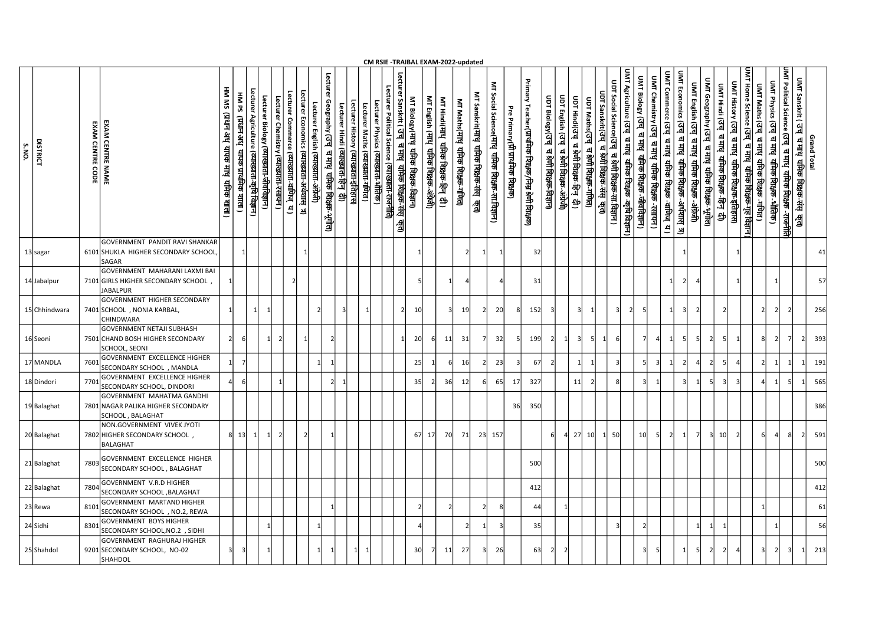CM RSIE -TRAIBAL EXAM-2022-updated

| S.NO. | DISTRICT | EXAM CENTRE CODE | EXAM CENTRE NAME | HM MS (प्रधान अध्यापक माध्यमिक शाला) | HM PS (प्रधान अध्यापक प्राथमिक शाला) | Lecturer Agriculture (व्याख्याता-कृषि विज्ञान) | Lecturer Biology (व्याख्याता-जीवविज्ञान) | Lecturer Chemistry (व्याख्याता-रसायन) | Lecturer Commerce (व्याख्याता-वाणिज्य) | Lecturer Economics (व्याख्याता-अर्थशास्त्र) | Lecturer English (व्याख्याता-अंग्रेजी) | Lecturer Geography (उच्च माध्यमिक शिक्षक-भूगोल) | Lecturer Hindi (व्याख्याता-हिन्दी) | Lecturer History (व्याख्याता-इतिहास) | Lecturer Maths (व्याख्याता-गणित) | Lecturer Physics (व्याख्याता-भौतिक) | Lecturer Political Science (व्याख्याता-राजनीति) | Lecturer Sanskrit (उच्च माध्यमिक शिक्षक-संस्कृत) | MT Biology(माध्यमिक शिक्षक-विज्ञान) | MT English (माध्यमिक शिक्षक-अंग्रेजी) | MT Hindi(माध्यमिक शिक्षक-हिन्दी) | MT Maths(माध्यमिक शिक्षक-गणित) | MT Sanskrit(माध्यमिक शिक्षक-संस्कृत) | MT Social Science(माध्यमिक शिक्षक-सा.विज्ञान) | Pre Primary(पूर्व प्राथमिक शिक्षक) | Primary Teacher(प्राथमिक शिक्षक/मिश्र श्रेणी शिक्षक) | UDT Biology(उच्च श्रेणी शिक्षक-विज्ञान) | UDT English (उच्च श्रेणी शिक्षक-अंग्रेजी) | UDT Hindi(उच्च श्रेणी शिक्षक-हिन्दी) | UDT Maths(उच्च श्रेणी शिक्षक-गणित) | UDT Sanskrit(उच्च श्रेणी शिक्षक-संस्कृत) | UDT Social Science(उच्च श्रेणी शिक्षक-सा.विज्ञान) | UMT Agriculture (उच्च माध्यमिक शिक्षक-कृषि विज्ञान) | UMT Biology (उच्च माध्यमिक शिक्षक-जीवविज्ञान) | UMT Chemistry (उच्च माध्यमिक शिक्षक-रसायन) | UMT Commerce (उच्च माध्यमिक शिक्षक-वाणिज्य) | UMT Economics (उच्च माध्यमिक शिक्षक-अर्थशास्त्र) | UMT English (उच्च माध्यमिक शिक्षक-अंग्रेजी) | UMT Geography (उच्च माध्यमिक शिक्षक-भूगोल) | UMT Hindi (उच्च माध्यमिक शिक्षक-हिन्दी) | UMT History (उच्च माध्यमिक शिक्षक-इतिहास) | UMT Home Science (उच्च माध्यमिक शिक्षक-गृह विज्ञान) | UMT Maths (उच्च माध्यमिक शिक्षक-गणित) | UMT Physics (उच्च माध्यमिक शिक्षक-भौतिक) | UMT Political Science (उच्च माध्यमिक शिक्षक-राजनीति) | UMT Sanskrit (उच्च माध्यमिक शिक्षक-संस्कृत) | Grand Total |
|---|---|---|---|---|---|---|---|---|---|---|---|---|---|---|---|---|---|---|---|---|---|---|---|---|---|---|---|---|---|---|---|---|---|---|---|---|---|---|---|---|---|---|---|---|---|---|---|
| 13 | sagar | 6101 | GOVERNMENT PANDIT RAVI SHANKAR SHUKLA HIGHER SECONDARY SCHOOL, SAGAR | | 1 | | | | | 1 | | | | | | | | | 1 | | | 2 | 1 | 1 | | 32 | | | | | | | | | | | 1 | | | | 1 | | | | | | 41 |
| 14 | Jabalpur | 7101 | GOVERNMENT MAHARANI LAXMI BAI GIRLS HIGHER SECONDARY SCHOOL , JABALPUR | 1 | | | | | 2 | | | | | | | | | | 5 | | 1 | 4 | | 4 | | 31 | | | | | | | | | | 1 | 2 | 4 | | | 1 | | | 1 | | | 57 |
| 15 | Chhindwara | 7401 | GOVERNMENT HIGHER SECONDARY SCHOOL , NONIA KARBAL, CHINDWARA | 1 | | 1 | 1 | | | | | 2 | | 3 | | 1 | | 2 | 10 | | 3 | 19 | 2 | 20 | 8 | 152 | 3 | | 3 | 1 | | 3 | 2 | 5 | | 1 | 3 | 2 | | 2 | | | 2 | 2 | 2 | | 256 |
| 16 | Seoni | 7501 | GOVERNMENT NETAJI SUBHASH CHAND BOSH HIGHER SECONDARY SCHOOL, SEONI | 2 | 6 | | 1 | 2 | | 1 | | 2 | | | | | | 1 | 20 | 6 | 11 | 31 | 7 | 32 | 5 | 199 | 2 | 1 | 3 | 5 | 1 | 6 | | 7 | 4 | 1 | 5 | 5 | 2 | 5 | 1 | | 8 | 2 | 7 | 2 | 393 |
| 17 | MANDLA | 7601 | GOVERNMENT EXCELLENCE HIGHER SECONDARY SCHOOL , MANDLA | 1 | 7 | | | | | | 1 | 1 | | | | | | | 25 | 1 | 6 | 16 | 2 | 23 | 3 | 67 | 2 | | 1 | 1 | | 3 | | 5 | 3 | 1 | 2 | 4 | 2 | 5 | 4 | | 2 | 1 | 1 | 1 | 191 |
| 18 | Dindori | 7701 | GOVERNMENT EXCELLENCE HIGHER SECONDARY SCHOOL, DINDORI | 4 | 6 | | | 1 | | | 2 | 1 | | | | | | | 35 | 2 | 36 | 12 | 6 | 65 | 17 | 327 | | | 11 | 2 | | 8 | | 3 | 1 | | 3 | 1 | 5 | 3 | 3 | | 4 | 1 | 5 | 1 | 565 |
| 19 | Balaghat | 7801 | GOVERNMENT MAHATMA GANDHI NAGAR PALIKA HIGHER SECONDARY SCHOOL , BALAGHAT | | | | | | | | | | | | | | | | | | | | | | 36 | 350 | | | | | | | | | | | | | | | | | | | | | 386 |
| 20 | Balaghat | 7802 | NON.GOVERNMENT VIVEK JYOTI HIGHER SECONDARY SCHOOL , BALAGHAT | 8 | 13 | 1 | 1 | 2 | | 2 | | 1 | | | | | | | 67 | 17 | 70 | 71 | 23 | 157 | | | 6 | 4 | 27 | 10 | 1 | 50 | | 10 | 5 | 2 | 1 | 7 | 3 | 10 | 2 | | 6 | 4 | 8 | 2 | 591 |
| 21 | Balaghat | 7803 | GOVERNMENT EXCELLENCE HIGHER SECONDARY SCHOOL , BALAGHAT | | | | | | | | | | | | | | | | | | | | | | | 500 | | | | | | | | | | | | | | | | | | | | | 500 |
| 22 | Balaghat | 7804 | GOVERNMENT V.R.D HIGHER SECONDARY SCHOOL ,BALAGHAT | | | | | | | | | | | | | | | | | | | | | | | 412 | | | | | | | | | | | | | | | | | | | | | 412 |
| 23 | Rewa | 8101 | GOVERNMENT MARTAND HIGHER SECONDARY SCHOOL , NO.2, REWA | | | | | | | | | 1 | | | | | | | 2 | | 2 | | 2 | 8 | | 44 | | 1 | | | | | | | | | | | | | | | 1 | | | | 61 |
| 24 | Sidhi | 8301 | GOVERNMENT BOYS HIGHER SECONDARY SCHOOL,NO.2 , SIDHI | | | | 1 | | | | 1 | | | | | | | | 4 | | | 2 | 1 | 3 | | 35 | | | | | | 3 | | 2 | | | | 1 | 1 | 1 | | | | 1 | | | 56 |
| 25 | Shahdol | 9201 | GOVERNMENT RAGHURAJ HIGHER SECONDARY SCHOOL, NO-02 SHAHDOL | 3 | 3 | | 1 | | | | 1 | 1 | | 1 | 1 | | | | 30 | 7 | 11 | 27 | 3 | 26 | | 63 | 2 | 2 | | | | | | 3 | 5 | | 1 | 5 | 2 | 2 | 4 | | 3 | 2 | 3 | 1 | 213 |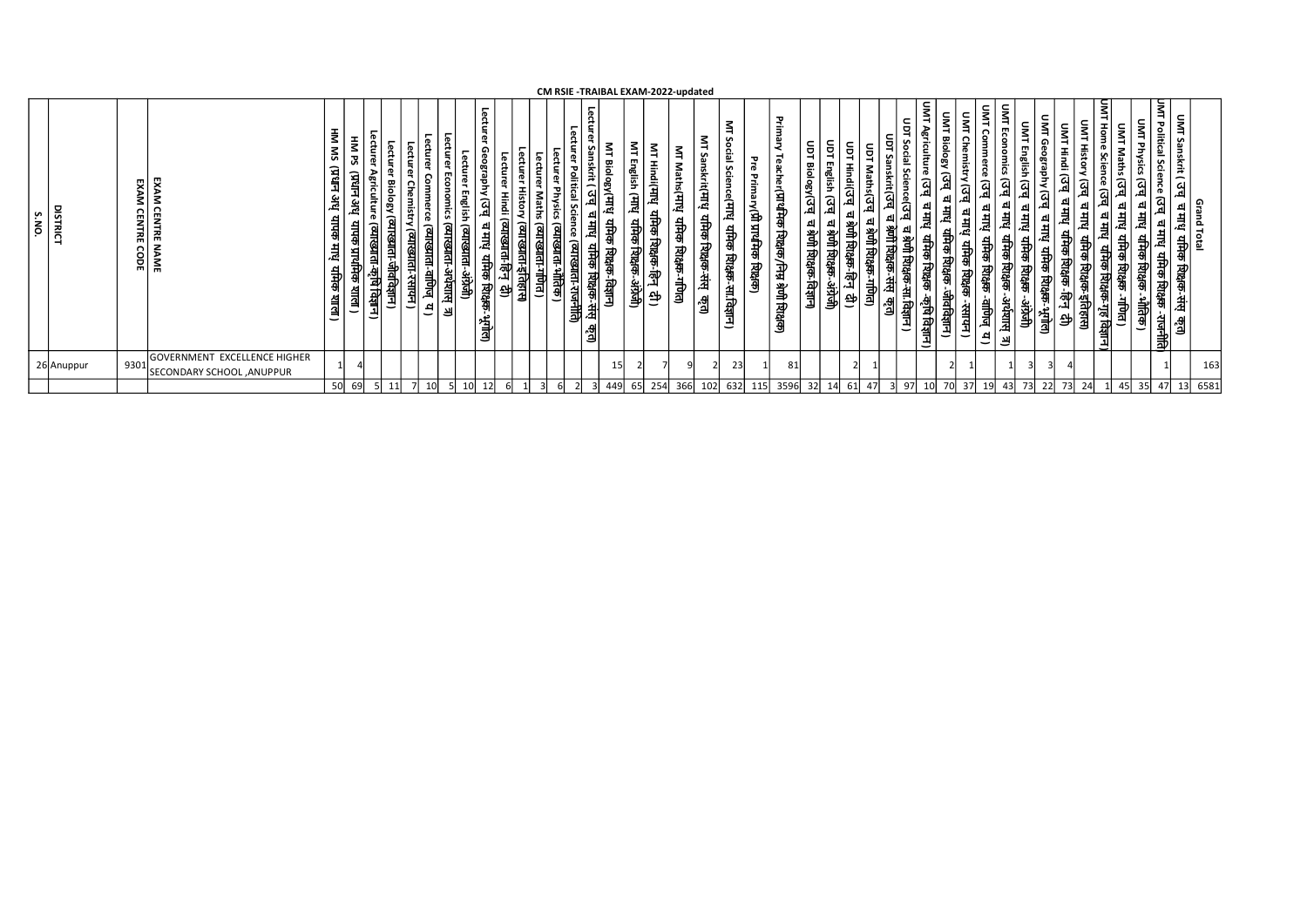**CM RSIE -TRAIBAL EXAM-2022-updated**

| S.NO. | DISTRICT | EXAM CENTRE CODE | EXAM CENTRE NAME | HM MS (प्रधान अध्यापक माध्यमिक शाला ) | HM PS (प्रधान अध्यापक प्राथमिक शाला ) | Lecturer Agriculture (व्याख्याता-कृषि विज्ञान) | Lecturer Biology (व्याख्याता-जीवविज्ञान) | Lecturer Chemistry (व्याख्याता-रसायन ) | Lecturer Commerce (व्याख्याता-वाणिज्य ) | Lecturer Economics (व्याख्याता-अर्थशास्त्र) | Lecturer English (व्याख्याता-अंग्रेजी) | Lecturer Geography (उच्च माध्यमिक शिक्षक-भूगोल) | Lecturer Hindi (व्याख्याता-हिन्दी) | Lecturer History (व्याख्याता-इतिहास) | Lecturer Maths (व्याख्याता-गणित ) | Lecturer Physics (व्याख्याता-भौतिक ) | Lecturer Political Science (व्याख्याता-राजनीति) | Lecturer Sanskrit ( उच्च माध्यमिक शिक्षक-संस्कृत) | MT Biology(माध्यमिक शिक्षक-विज्ञान) | MT English (माध्यमिक शिक्षक-अंग्रेजी) | MT Hindi(माध्यमिक शिक्षक-हिन्दी) | MT Maths(माध्यमिक शिक्षक-गणित) | MT Sanskrit(माध्यमिक शिक्षक-संस्कृत) | MT Social Science(माध्यमिक शिक्षक-सा.विज्ञान) | Pre Primary(पूर्व प्राथमिक शिक्षक) | Primary Teacher(प्राथमिक शिक्षक/निम्न श्रेणी शिक्षक) | UDT Biology(उच्च श्रेणी शिक्षक-विज्ञान) | UDT English (उच्च श्रेणी शिक्षक-अंग्रेजी) | UDT Hindi(उच्च श्रेणी शिक्षक-हिन्दी) | UDT Maths(उच्च श्रेणी शिक्षक-गणित) | UDT Sanskrit(उच्च श्रेणी शिक्षक-संस्कृत) | UDT Social Science(उच्च श्रेणी शिक्षक-सा.विज्ञान ) | UMT Agriculture (उच्च माध्यमिक शिक्षक-कृषि विज्ञान) | UMT Biology (उच्च माध्यमिक शिक्षक-जीवविज्ञान) | UMT Chemistry (उच्च माध्यमिक शिक्षक-रसायन) | UMT Commerce (उच्च माध्यमिक शिक्षक-वाणिज्य ) | UMT Economics (उच्च माध्यमिक शिक्षक-अर्थशास्त्र) | UMT English (उच्च माध्यमिक शिक्षक-अंग्रेजी) | UMT Geography (उच्च माध्यमिक शिक्षक-भूगोल) | UMT Hindi (उच्च माध्यमिक शिक्षक-हिन्दी) | UMT History (उच्च माध्यमिक शिक्षक-इतिहास) | UMT Home Science (उच्च माध्यमिक शिक्षक-गृह विज्ञान) | UMT Maths (उच्च माध्यमिक शिक्षक-गणित) | UMT Physics (उच्च माध्यमिक शिक्षक-भौतिक) | UMT Political Science (उच्च माध्यमिक शिक्षक-राजनीति) | UMT Sanskrit ( उच्च माध्यमिक शिक्षक-संस्कृत) | Grand Total |
|---|---|---|---|---|---|---|---|---|---|---|---|---|---|---|---|---|---|---|---|---|---|---|---|---|---|---|---|---|---|---|---|---|---|---|---|---|---|---|---|---|---|---|---|---|---|---|---|
| 26 | Anuppur | 9301 | GOVERNMENT EXCELLENCE HIGHER SECONDARY SCHOOL ,ANUPPUR | 1 | 4 | | | | | | | | | | | | | | 15 | 2 | 7 | 9 | 2 | 23 | 1 | 81 | | | 2 | 1 | | | | 2 | 1 | | 1 | 3 | 3 | 4 | | | | | 1 | | 163 |
| | | | | 50 | 69 | 5 | 11 | 7 | 10 | 5 | 10 | 12 | 6 | 1 | 3 | 6 | 2 | 3 | 449 | 65 | 254 | 366 | 102 | 632 | 115 | 3596 | 32 | 14 | 61 | 47 | 3 | 97 | 10 | 70 | 37 | 19 | 43 | 73 | 22 | 73 | 24 | 1 | 45 | 35 | 47 | 13 | 6581 |